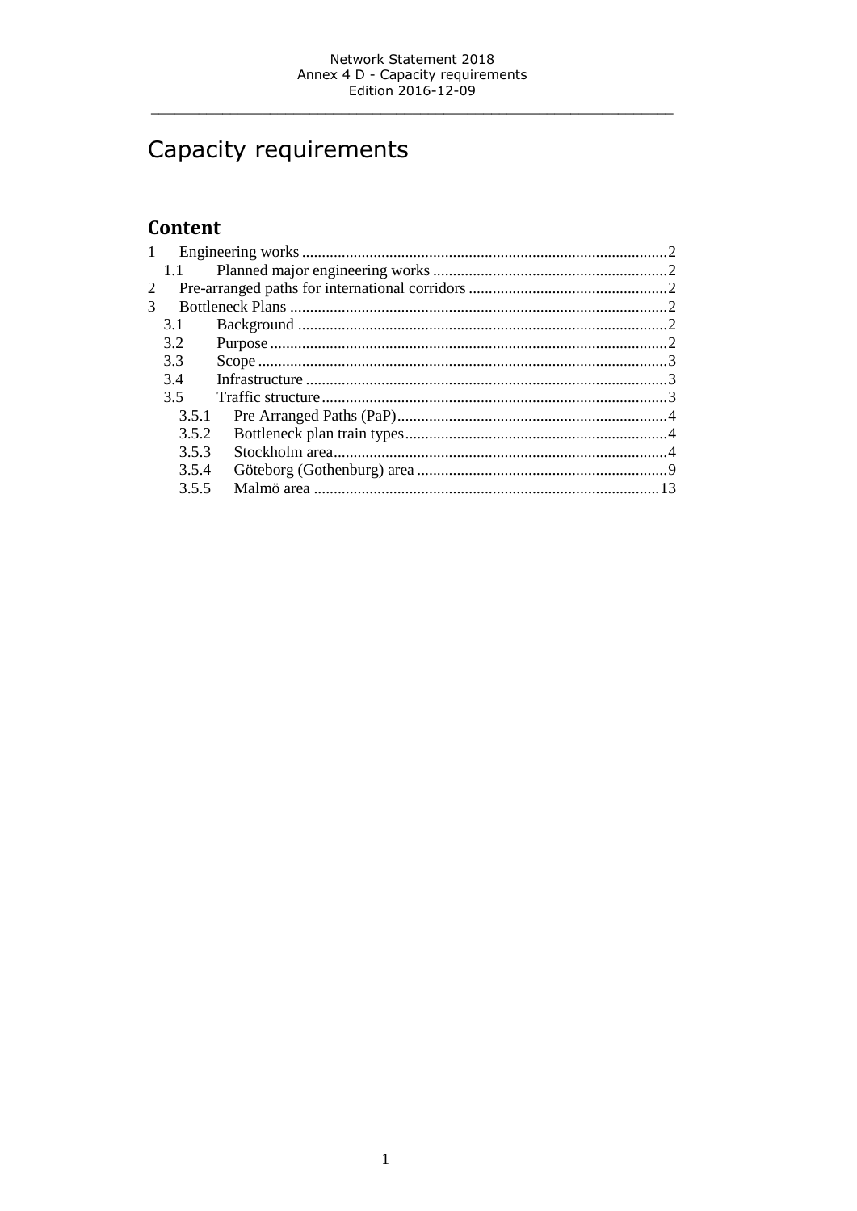# Capacity requirements

## Content

1 Engineering works ... 2
  1.1 Planned major engineering works ... 2
2 Pre-arranged paths for international corridors ... 2
3 Bottleneck Plans ... 2
  3.1 Background ... 2
  3.2 Purpose ... 2
  3.3 Scope ... 3
  3.4 Infrastructure ... 3
  3.5 Traffic structure ... 3
    3.5.1 Pre Arranged Paths (PaP) ... 4
    3.5.2 Bottleneck plan train types ... 4
    3.5.3 Stockholm area ... 4
    3.5.4 Göteborg (Gothenburg) area ... 9
    3.5.5 Malmö area ... 13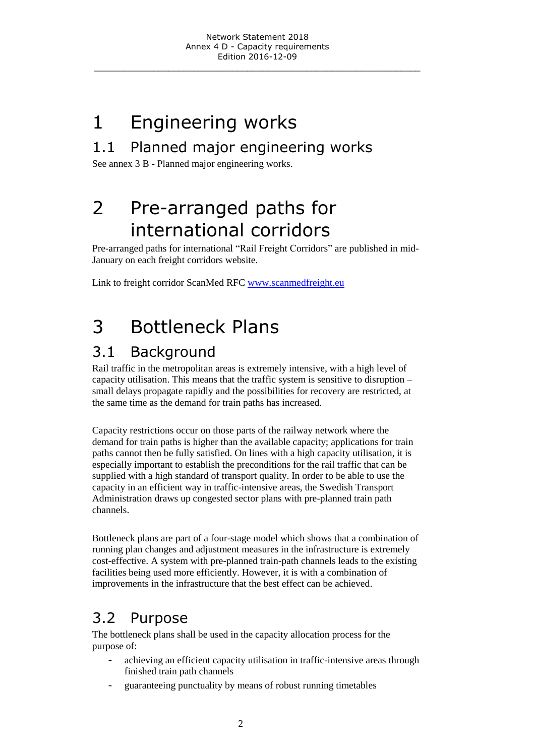# 1 Engineering works

## 1.1 Planned major engineering works

See annex 3 B - Planned major engineering works.

# 2 Pre-arranged paths for international corridors

Pre-arranged paths for international "Rail Freight Corridors" are published in mid-January on each freight corridors website.

Link to freight corridor ScanMed RFC [www.scanmedfreight.eu](http://www.scanmedfreight.eu)

# 3 Bottleneck Plans

## 3.1 Background

Rail traffic in the metropolitan areas is extremely intensive, with a high level of capacity utilisation. This means that the traffic system is sensitive to disruption – small delays propagate rapidly and the possibilities for recovery are restricted, at the same time as the demand for train paths has increased.

Capacity restrictions occur on those parts of the railway network where the demand for train paths is higher than the available capacity; applications for train paths cannot then be fully satisfied. On lines with a high capacity utilisation, it is especially important to establish the preconditions for the rail traffic that can be supplied with a high standard of transport quality. In order to be able to use the capacity in an efficient way in traffic-intensive areas, the Swedish Transport Administration draws up congested sector plans with pre-planned train path channels.

Bottleneck plans are part of a four-stage model which shows that a combination of running plan changes and adjustment measures in the infrastructure is extremely cost-effective. A system with pre-planned train-path channels leads to the existing facilities being used more efficiently. However, it is with a combination of improvements in the infrastructure that the best effect can be achieved.

## 3.2 Purpose

The bottleneck plans shall be used in the capacity allocation process for the purpose of:

- achieving an efficient capacity utilisation in traffic-intensive areas through finished train path channels
- guaranteeing punctuality by means of robust running timetables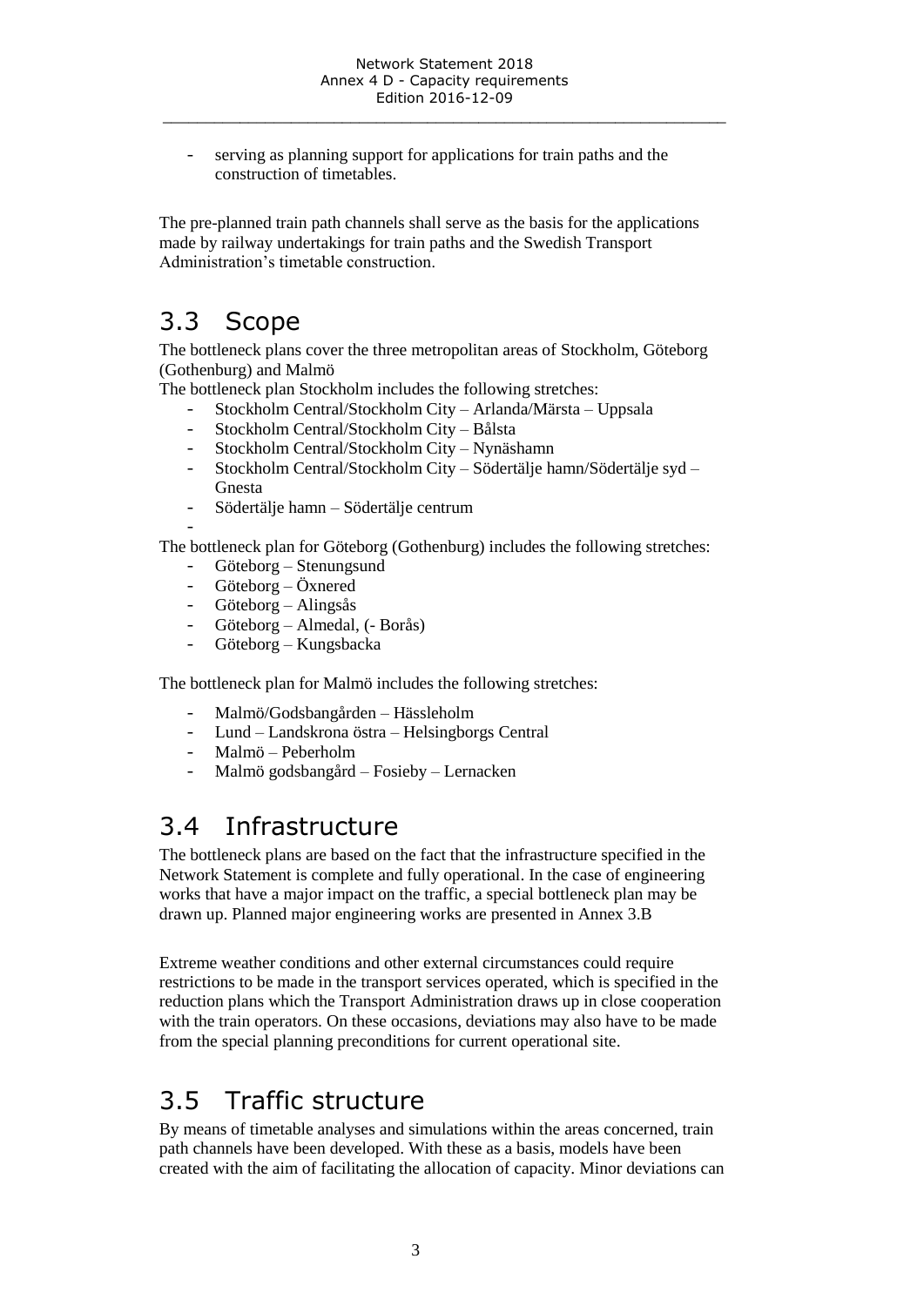- serving as planning support for applications for train paths and the construction of timetables.

The pre-planned train path channels shall serve as the basis for the applications made by railway undertakings for train paths and the Swedish Transport Administration's timetable construction.

## 3.3 Scope

The bottleneck plans cover the three metropolitan areas of Stockholm, Göteborg (Gothenburg) and Malmö

The bottleneck plan Stockholm includes the following stretches:

- Stockholm Central/Stockholm City – Arlanda/Märsta – Uppsala
- Stockholm Central/Stockholm City – Bålsta
- Stockholm Central/Stockholm City – Nynäshamn
- Stockholm Central/Stockholm City – Södertälje hamn/Södertälje syd – Gnesta
- Södertälje hamn – Södertälje centrum
-

The bottleneck plan for Göteborg (Gothenburg) includes the following stretches:

- Göteborg – Stenungsund
- Göteborg – Öxnered
- Göteborg – Alingsås
- Göteborg – Almedal, (- Borås)
- Göteborg – Kungsbacka

The bottleneck plan for Malmö includes the following stretches:

- Malmö/Godsbangården – Hässleholm
- Lund – Landskrona östra – Helsingborgs Central
- Malmö – Peberholm
- Malmö godsbangård – Fosieby – Lernacken

## 3.4 Infrastructure

The bottleneck plans are based on the fact that the infrastructure specified in the Network Statement is complete and fully operational. In the case of engineering works that have a major impact on the traffic, a special bottleneck plan may be drawn up. Planned major engineering works are presented in Annex 3.B

Extreme weather conditions and other external circumstances could require restrictions to be made in the transport services operated, which is specified in the reduction plans which the Transport Administration draws up in close cooperation with the train operators. On these occasions, deviations may also have to be made from the special planning preconditions for current operational site.

## 3.5 Traffic structure

By means of timetable analyses and simulations within the areas concerned, train path channels have been developed. With these as a basis, models have been created with the aim of facilitating the allocation of capacity. Minor deviations can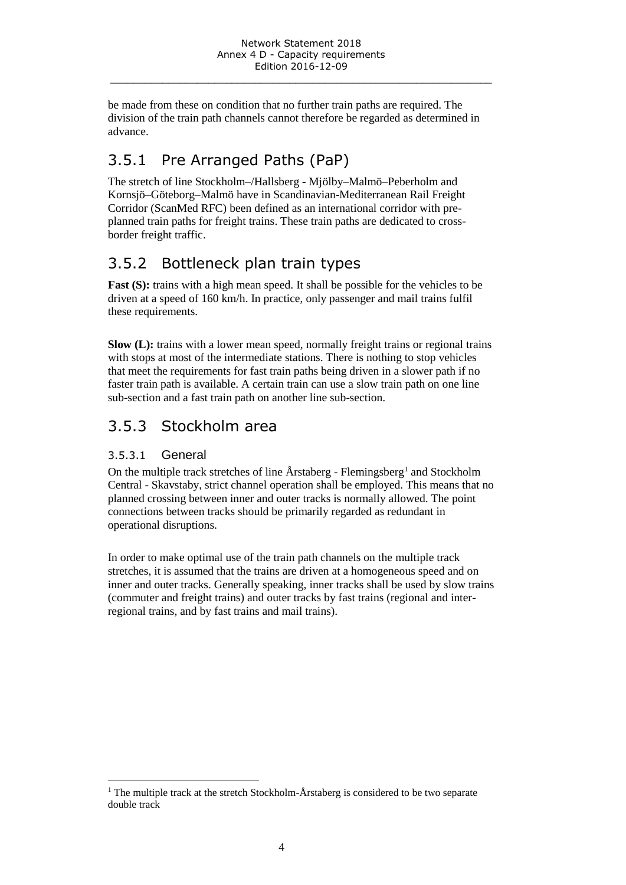be made from these on condition that no further train paths are required. The division of the train path channels cannot therefore be regarded as determined in advance.

## 3.5.1 Pre Arranged Paths (PaP)

The stretch of line Stockholm–/Hallsberg - Mjölby–Malmö–Peberholm and Kornsjö–Göteborg–Malmö have in Scandinavian-Mediterranean Rail Freight Corridor (ScanMed RFC) been defined as an international corridor with pre-planned train paths for freight trains. These train paths are dedicated to cross-border freight traffic.

## 3.5.2 Bottleneck plan train types

**Fast (S):** trains with a high mean speed. It shall be possible for the vehicles to be driven at a speed of 160 km/h. In practice, only passenger and mail trains fulfil these requirements.

**Slow (L):** trains with a lower mean speed, normally freight trains or regional trains with stops at most of the intermediate stations. There is nothing to stop vehicles that meet the requirements for fast train paths being driven in a slower path if no faster train path is available. A certain train can use a slow train path on one line sub-section and a fast train path on another line sub-section.

## 3.5.3 Stockholm area

### 3.5.3.1 General

On the multiple track stretches of line Årstaberg - Flemingsberg[1] and Stockholm Central - Skavstaby, strict channel operation shall be employed. This means that no planned crossing between inner and outer tracks is normally allowed. The point connections between tracks should be primarily regarded as redundant in operational disruptions.

In order to make optimal use of the train path channels on the multiple track stretches, it is assumed that the trains are driven at a homogeneous speed and on inner and outer tracks. Generally speaking, inner tracks shall be used by slow trains (commuter and freight trains) and outer tracks by fast trains (regional and inter-regional trains, and by fast trains and mail trains).

---

[1] The multiple track at the stretch Stockholm-Årstaberg is considered to be two separate double track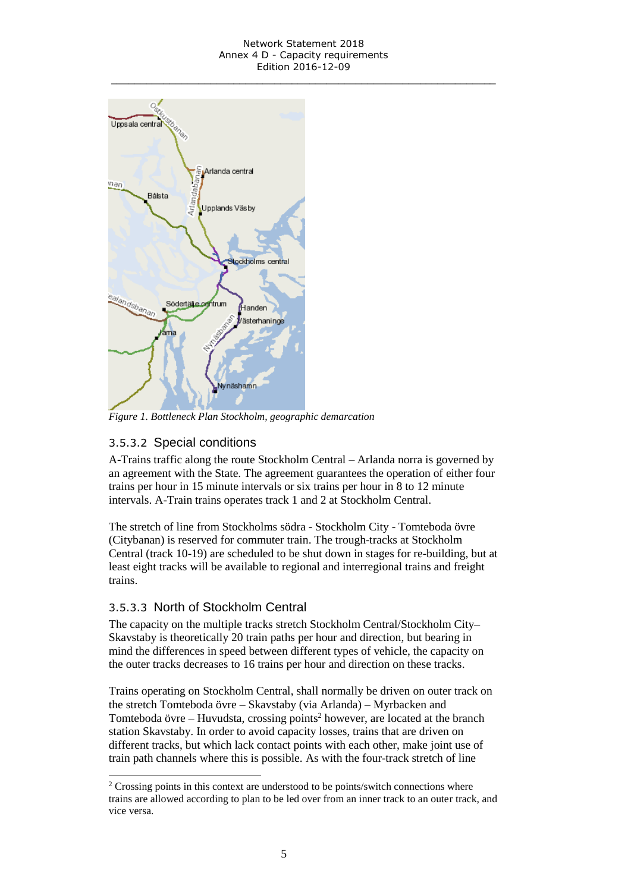*Figure 1. Bottleneck Plan Stockholm, geographic demarcation*

### 3.5.3.2 Special conditions

A-Trains traffic along the route Stockholm Central – Arlanda norra is governed by an agreement with the State. The agreement guarantees the operation of either four trains per hour in 15 minute intervals or six trains per hour in 8 to 12 minute intervals. A-Train trains operates track 1 and 2 at Stockholm Central.

The stretch of line from Stockholms södra - Stockholm City - Tomteboda övre (Citybanan) is reserved for commuter train. The trough-tracks at Stockholm Central (track 10-19) are scheduled to be shut down in stages for re-building, but at least eight tracks will be available to regional and interregional trains and freight trains.

### 3.5.3.3 North of Stockholm Central

The capacity on the multiple tracks stretch Stockholm Central/Stockholm City–Skavstaby is theoretically 20 train paths per hour and direction, but bearing in mind the differences in speed between different types of vehicle, the capacity on the outer tracks decreases to 16 trains per hour and direction on these tracks.

Trains operating on Stockholm Central, shall normally be driven on outer track on the stretch Tomteboda övre – Skavstaby (via Arlanda) – Myrbacken and Tomteboda övre – Huvudsta, crossing points[2] however, are located at the branch station Skavstaby. In order to avoid capacity losses, trains that are driven on different tracks, but which lack contact points with each other, make joint use of train path channels where this is possible. As with the four-track stretch of line

[2] Crossing points in this context are understood to be points/switch connections where trains are allowed according to plan to be led over from an inner track to an outer track, and vice versa.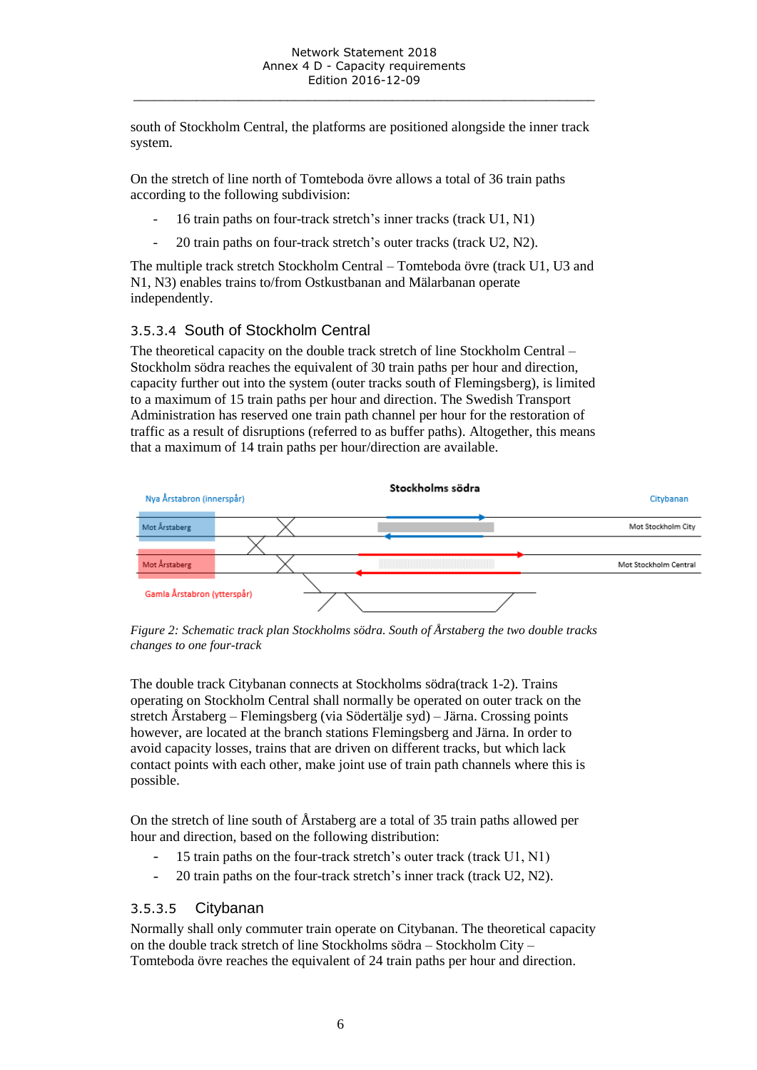south of Stockholm Central, the platforms are positioned alongside the inner track system.

On the stretch of line north of Tomteboda övre allows a total of 36 train paths according to the following subdivision:

- 16 train paths on four-track stretch's inner tracks (track U1, N1)
- 20 train paths on four-track stretch's outer tracks (track U2, N2).

The multiple track stretch Stockholm Central – Tomteboda övre (track U1, U3 and N1, N3) enables trains to/from Ostkustbanan and Mälarbanan operate independently.

### 3.5.3.4 South of Stockholm Central

The theoretical capacity on the double track stretch of line Stockholm Central – Stockholm södra reaches the equivalent of 30 train paths per hour and direction, capacity further out into the system (outer tracks south of Flemingsberg), is limited to a maximum of 15 train paths per hour and direction. The Swedish Transport Administration has reserved one train path channel per hour for the restoration of traffic as a result of disruptions (referred to as buffer paths). Altogether, this means that a maximum of 14 train paths per hour/direction are available.

*Figure 2: Schematic track plan Stockholms södra. South of Årstaberg the two double tracks changes to one four-track*

The double track Citybanan connects at Stockholms södra(track 1-2). Trains operating on Stockholm Central shall normally be operated on outer track on the stretch Årstaberg – Flemingsberg (via Södertälje syd) – Järna. Crossing points however, are located at the branch stations Flemingsberg and Järna. In order to avoid capacity losses, trains that are driven on different tracks, but which lack contact points with each other, make joint use of train path channels where this is possible.

On the stretch of line south of Årstaberg are a total of 35 train paths allowed per hour and direction, based on the following distribution:

- 15 train paths on the four-track stretch's outer track (track U1, N1)
- 20 train paths on the four-track stretch's inner track (track U2, N2).

### 3.5.3.5 Citybanan

Normally shall only commuter train operate on Citybanan. The theoretical capacity on the double track stretch of line Stockholms södra – Stockholm City – Tomteboda övre reaches the equivalent of 24 train paths per hour and direction.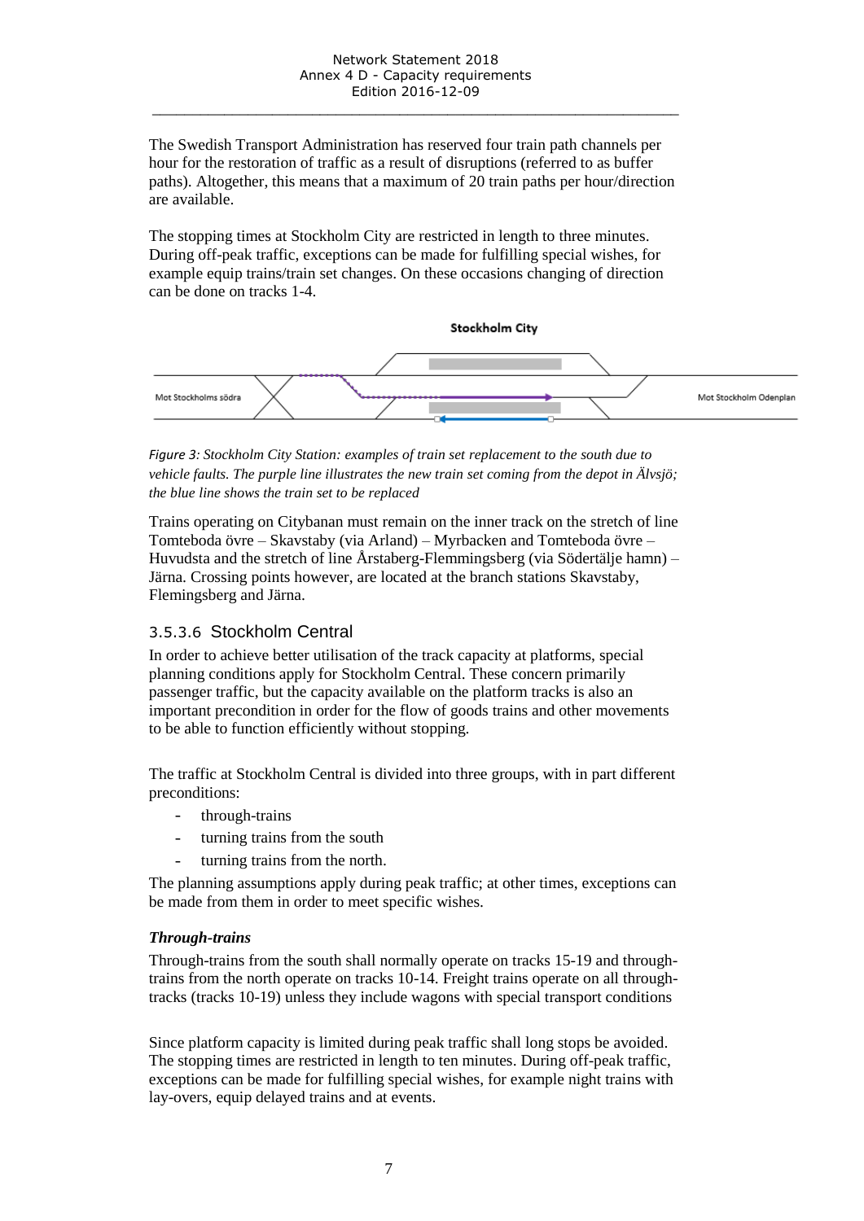The Swedish Transport Administration has reserved four train path channels per hour for the restoration of traffic as a result of disruptions (referred to as buffer paths). Altogether, this means that a maximum of 20 train paths per hour/direction are available.

The stopping times at Stockholm City are restricted in length to three minutes. During off-peak traffic, exceptions can be made for fulfilling special wishes, for example equip trains/train set changes. On these occasions changing of direction can be done on tracks 1-4.

Stockholm City

Mot Stockholms södra

Mot Stockholm Odenplan

*Figure 3: Stockholm City Station: examples of train set replacement to the south due to vehicle faults. The purple line illustrates the new train set coming from the depot in Älvsjö; the blue line shows the train set to be replaced*

Trains operating on Citybanan must remain on the inner track on the stretch of line Tomteboda övre – Skavstaby (via Arland) – Myrbacken and Tomteboda övre – Huvudsta and the stretch of line Årstaberg-Flemmingsberg (via Södertälje hamn) – Järna. Crossing points however, are located at the branch stations Skavstaby, Flemingsberg and Järna.

### 3.5.3.6 Stockholm Central

In order to achieve better utilisation of the track capacity at platforms, special planning conditions apply for Stockholm Central. These concern primarily passenger traffic, but the capacity available on the platform tracks is also an important precondition in order for the flow of goods trains and other movements to be able to function efficiently without stopping.

The traffic at Stockholm Central is divided into three groups, with in part different preconditions:

- through-trains
- turning trains from the south
- turning trains from the north.

The planning assumptions apply during peak traffic; at other times, exceptions can be made from them in order to meet specific wishes.

***Through-trains***

Through-trains from the south shall normally operate on tracks 15-19 and through-trains from the north operate on tracks 10-14. Freight trains operate on all through-tracks (tracks 10-19) unless they include wagons with special transport conditions

Since platform capacity is limited during peak traffic shall long stops be avoided. The stopping times are restricted in length to ten minutes. During off-peak traffic, exceptions can be made for fulfilling special wishes, for example night trains with lay-overs, equip delayed trains and at events.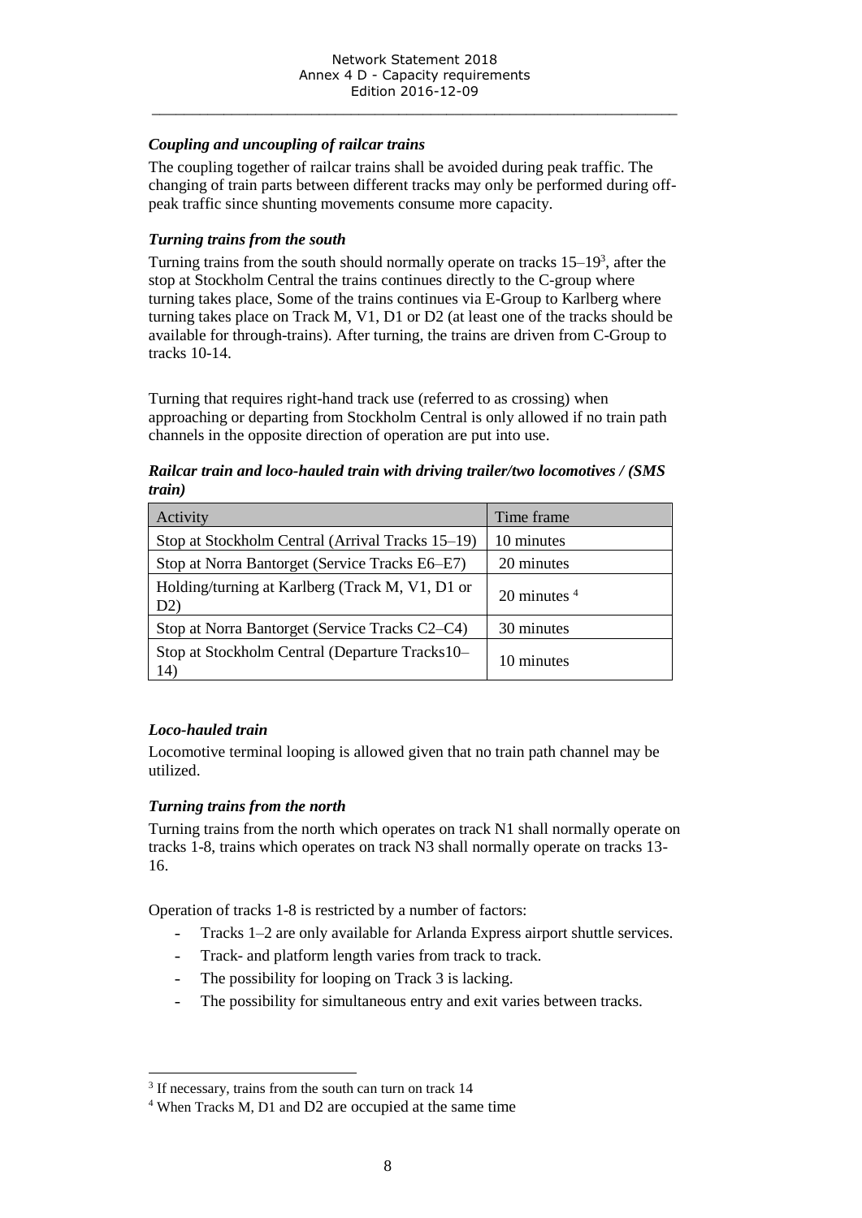### *Coupling and uncoupling of railcar trains*

The coupling together of railcar trains shall be avoided during peak traffic. The changing of train parts between different tracks may only be performed during off-peak traffic since shunting movements consume more capacity.

### *Turning trains from the south*

Turning trains from the south should normally operate on tracks 15–19[3], after the stop at Stockholm Central the trains continues directly to the C-group where turning takes place, Some of the trains continues via E-Group to Karlberg where turning takes place on Track M, V1, D1 or D2 (at least one of the tracks should be available for through-trains). After turning, the trains are driven from C-Group to tracks 10-14.

Turning that requires right-hand track use (referred to as crossing) when approaching or departing from Stockholm Central is only allowed if no train path channels in the opposite direction of operation are put into use.

***Railcar train and loco-hauled train with driving trailer/two locomotives / (SMS train)***

| Activity | Time frame |
|---|---|
| Stop at Stockholm Central (Arrival Tracks 15–19) | 10 minutes |
| Stop at Norra Bantorget (Service Tracks E6–E7) | 20 minutes |
| Holding/turning at Karlberg (Track M, V1, D1 or D2) | 20 minutes [4] |
| Stop at Norra Bantorget (Service Tracks C2–C4) | 30 minutes |
| Stop at Stockholm Central (Departure Tracks10–14) | 10 minutes |

### *Loco-hauled train*

Locomotive terminal looping is allowed given that no train path channel may be utilized.

### *Turning trains from the north*

Turning trains from the north which operates on track N1 shall normally operate on tracks 1-8, trains which operates on track N3 shall normally operate on tracks 13-16.

Operation of tracks 1-8 is restricted by a number of factors:

- Tracks 1–2 are only available for Arlanda Express airport shuttle services.
- Track- and platform length varies from track to track.
- The possibility for looping on Track 3 is lacking.
- The possibility for simultaneous entry and exit varies between tracks.

[3] If necessary, trains from the south can turn on track 14

[4] When Tracks M, D1 and D2 are occupied at the same time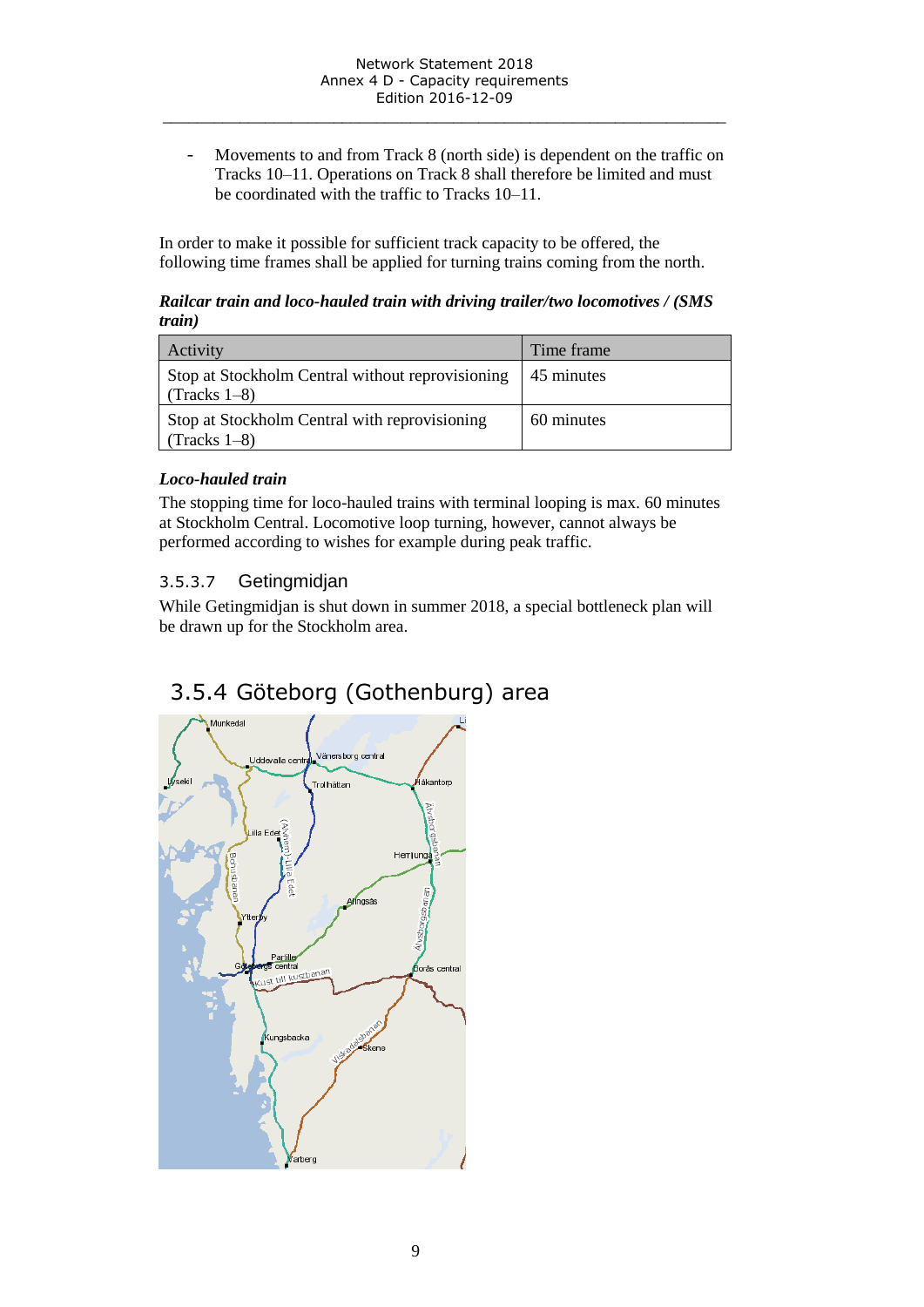- Movements to and from Track 8 (north side) is dependent on the traffic on Tracks 10–11. Operations on Track 8 shall therefore be limited and must be coordinated with the traffic to Tracks 10–11.

In order to make it possible for sufficient track capacity to be offered, the following time frames shall be applied for turning trains coming from the north.

***Railcar train and loco-hauled train with driving trailer/two locomotives / (SMS train)***

| Activity | Time frame |
|---|---|
| Stop at Stockholm Central without reprovisioning (Tracks 1–8) | 45 minutes |
| Stop at Stockholm Central with reprovisioning (Tracks 1–8) | 60 minutes |

***Loco-hauled train***

The stopping time for loco-hauled trains with terminal looping is max. 60 minutes at Stockholm Central. Locomotive loop turning, however, cannot always be performed according to wishes for example during peak traffic.

#### 3.5.3.7 Getingmidjan

While Getingmidjan is shut down in summer 2018, a special bottleneck plan will be drawn up for the Stockholm area.

## 3.5.4 Göteborg (Gothenburg) area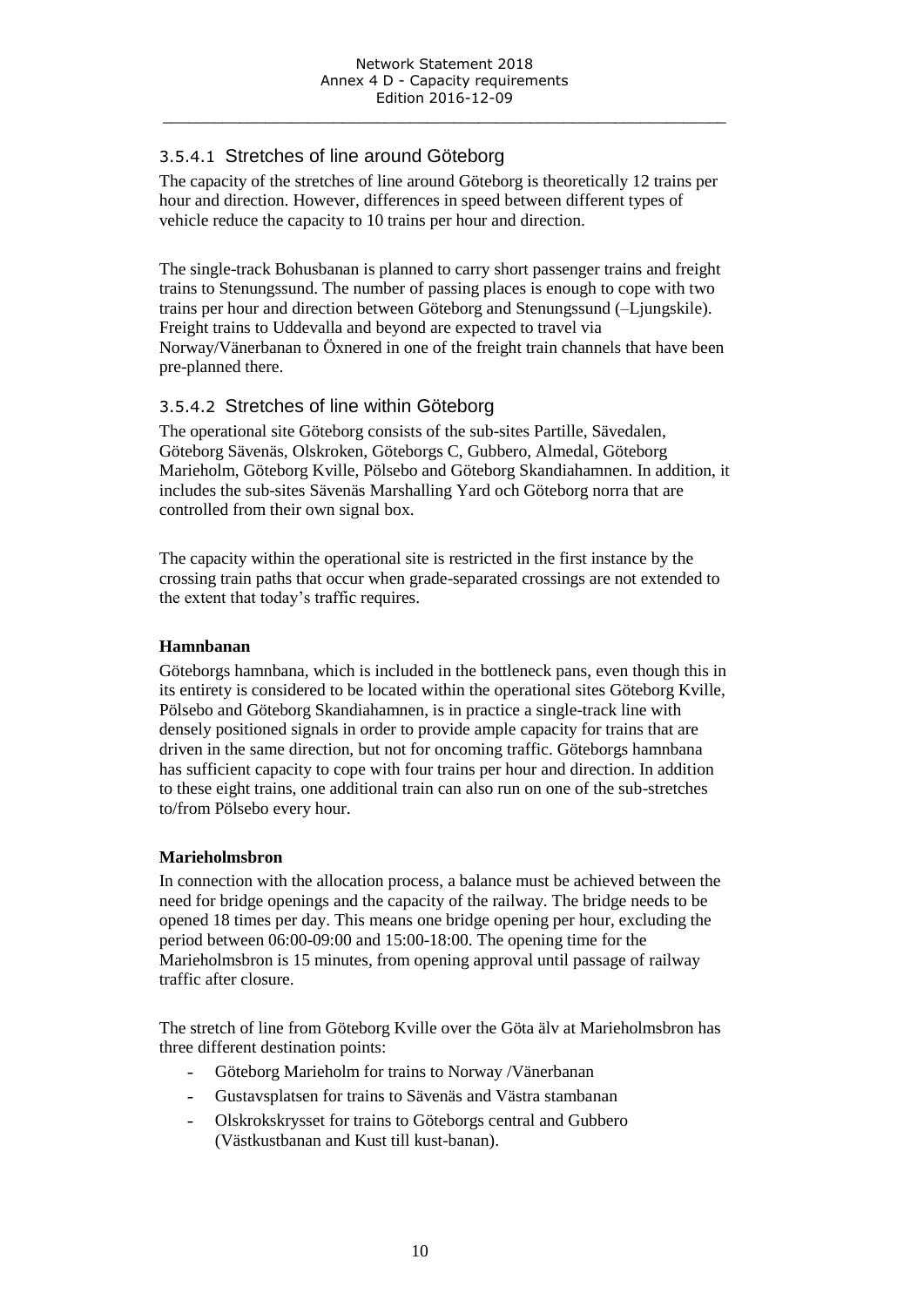### 3.5.4.1 Stretches of line around Göteborg

The capacity of the stretches of line around Göteborg is theoretically 12 trains per hour and direction. However, differences in speed between different types of vehicle reduce the capacity to 10 trains per hour and direction.

The single-track Bohusbanan is planned to carry short passenger trains and freight trains to Stenungssund. The number of passing places is enough to cope with two trains per hour and direction between Göteborg and Stenungssund (–Ljungskile). Freight trains to Uddevalla and beyond are expected to travel via Norway/Vänerbanan to Öxnered in one of the freight train channels that have been pre-planned there.

### 3.5.4.2 Stretches of line within Göteborg

The operational site Göteborg consists of the sub-sites Partille, Sävedalen, Göteborg Sävenäs, Olskroken, Göteborgs C, Gubbero, Almedal, Göteborg Marieholm, Göteborg Kville, Pölsebo and Göteborg Skandiahamnen. In addition, it includes the sub-sites Sävenäs Marshalling Yard och Göteborg norra that are controlled from their own signal box.

The capacity within the operational site is restricted in the first instance by the crossing train paths that occur when grade-separated crossings are not extended to the extent that today's traffic requires.

**Hamnbanan**

Göteborgs hamnbana, which is included in the bottleneck pans, even though this in its entirety is considered to be located within the operational sites Göteborg Kville, Pölsebo and Göteborg Skandiahamnen, is in practice a single-track line with densely positioned signals in order to provide ample capacity for trains that are driven in the same direction, but not for oncoming traffic. Göteborgs hamnbana has sufficient capacity to cope with four trains per hour and direction. In addition to these eight trains, one additional train can also run on one of the sub-stretches to/from Pölsebo every hour.

**Marieholmsbron**

In connection with the allocation process, a balance must be achieved between the need for bridge openings and the capacity of the railway. The bridge needs to be opened 18 times per day. This means one bridge opening per hour, excluding the period between 06:00-09:00 and 15:00-18:00. The opening time for the Marieholmsbron is 15 minutes, from opening approval until passage of railway traffic after closure.

The stretch of line from Göteborg Kville over the Göta älv at Marieholmsbron has three different destination points:

- Göteborg Marieholm for trains to Norway /Vänerbanan
- Gustavsplatsen for trains to Sävenäs and Västra stambanan
- Olskrokskrysset for trains to Göteborgs central and Gubbero (Västkustbanan and Kust till kust-banan).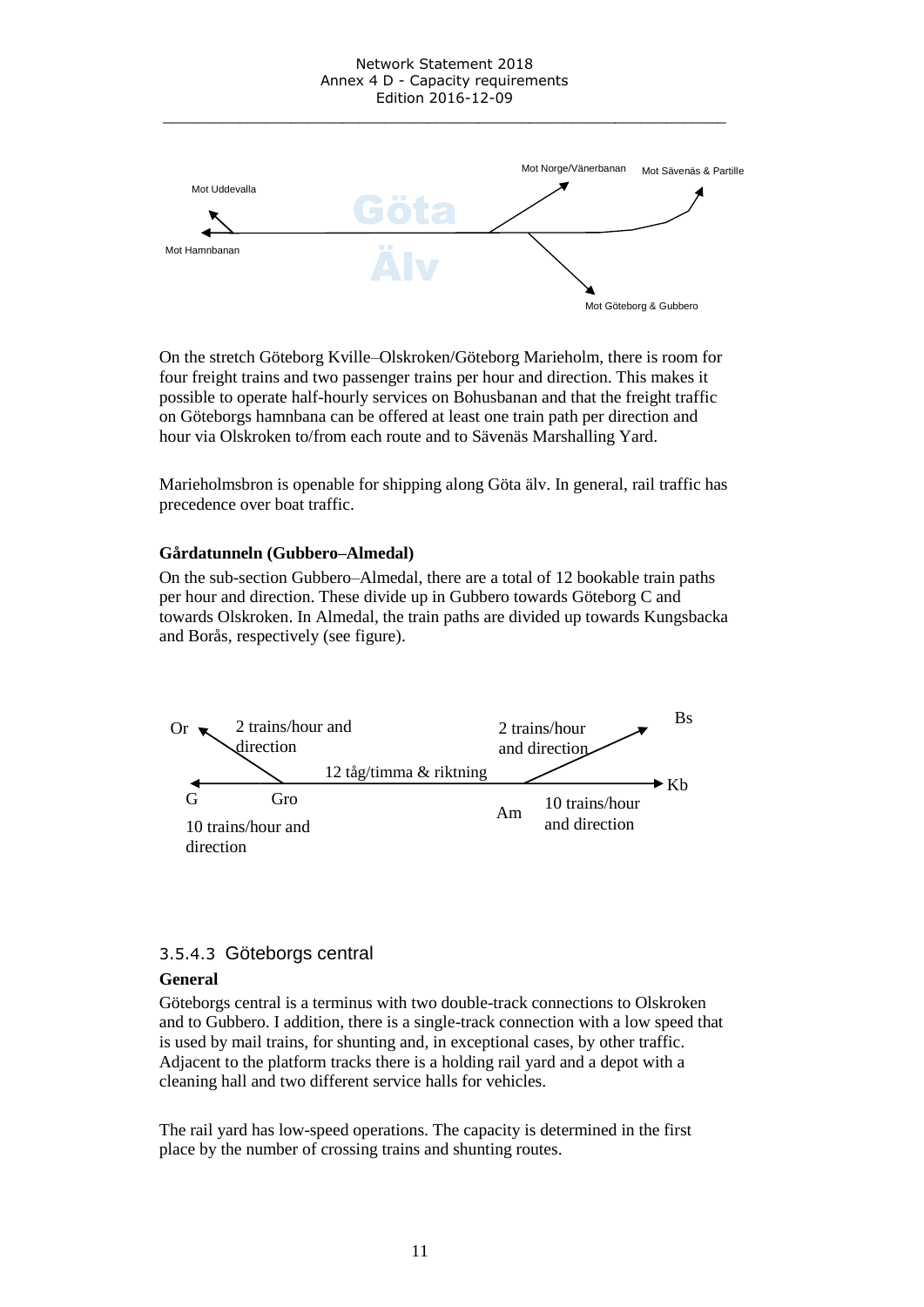Mot Uddevalla

Mot Hamnbanan

Göta Älv

Mot Norge/Vänerbanan

Mot Sävenäs & Partille

Mot Göteborg & Gubbero

On the stretch Göteborg Kville–Olskroken/Göteborg Marieholm, there is room for four freight trains and two passenger trains per hour and direction. This makes it possible to operate half-hourly services on Bohusbanan and that the freight traffic on Göteborgs hamnbana can be offered at least one train path per direction and hour via Olskroken to/from each route and to Sävenäs Marshalling Yard.

Marieholmsbron is openable for shipping along Göta älv. In general, rail traffic has precedence over boat traffic.

**Gårdatunneln (Gubbero–Almedal)**

On the sub-section Gubbero–Almedal, there are a total of 12 bookable train paths per hour and direction. These divide up in Gubbero towards Göteborg C and towards Olskroken. In Almedal, the train paths are divided up towards Kungsbacka and Borås, respectively (see figure).

Or 2 trains/hour and direction

Bs 2 trains/hour and direction

12 tåg/timma & riktning

G Gro 10 trains/hour and direction

Am 10 trains/hour and direction Kb

### 3.5.4.3 Göteborgs central

**General**

Göteborgs central is a terminus with two double-track connections to Olskroken and to Gubbero. I addition, there is a single-track connection with a low speed that is used by mail trains, for shunting and, in exceptional cases, by other traffic. Adjacent to the platform tracks there is a holding rail yard and a depot with a cleaning hall and two different service halls for vehicles.

The rail yard has low-speed operations. The capacity is determined in the first place by the number of crossing trains and shunting routes.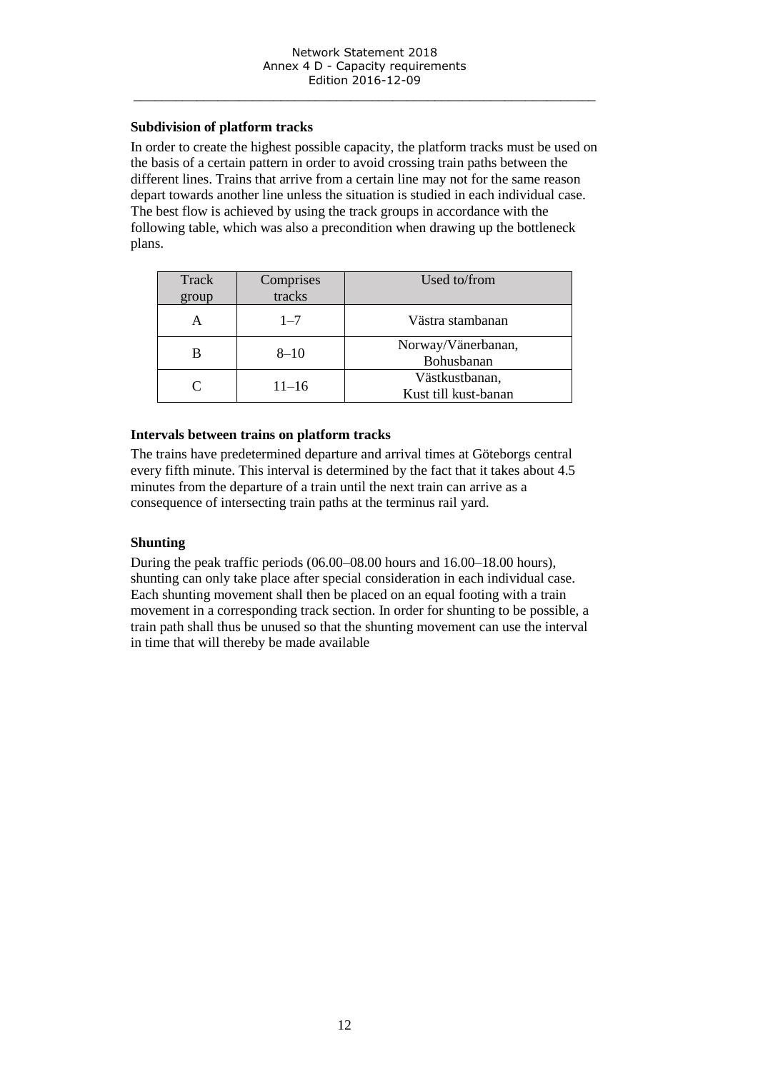### Subdivision of platform tracks

In order to create the highest possible capacity, the platform tracks must be used on the basis of a certain pattern in order to avoid crossing train paths between the different lines. Trains that arrive from a certain line may not for the same reason depart towards another line unless the situation is studied in each individual case. The best flow is achieved by using the track groups in accordance with the following table, which was also a precondition when drawing up the bottleneck plans.

| Track group | Comprises tracks | Used to/from |
|---|---|---|
| A | 1–7 | Västra stambanan |
| B | 8–10 | Norway/Vänerbanan, Bohusbanan |
| C | 11–16 | Västkustbanan, Kust till kust-banan |

### Intervals between trains on platform tracks

The trains have predetermined departure and arrival times at Göteborgs central every fifth minute. This interval is determined by the fact that it takes about 4.5 minutes from the departure of a train until the next train can arrive as a consequence of intersecting train paths at the terminus rail yard.

### Shunting

During the peak traffic periods (06.00–08.00 hours and 16.00–18.00 hours), shunting can only take place after special consideration in each individual case. Each shunting movement shall then be placed on an equal footing with a train movement in a corresponding track section. In order for shunting to be possible, a train path shall thus be unused so that the shunting movement can use the interval in time that will thereby be made available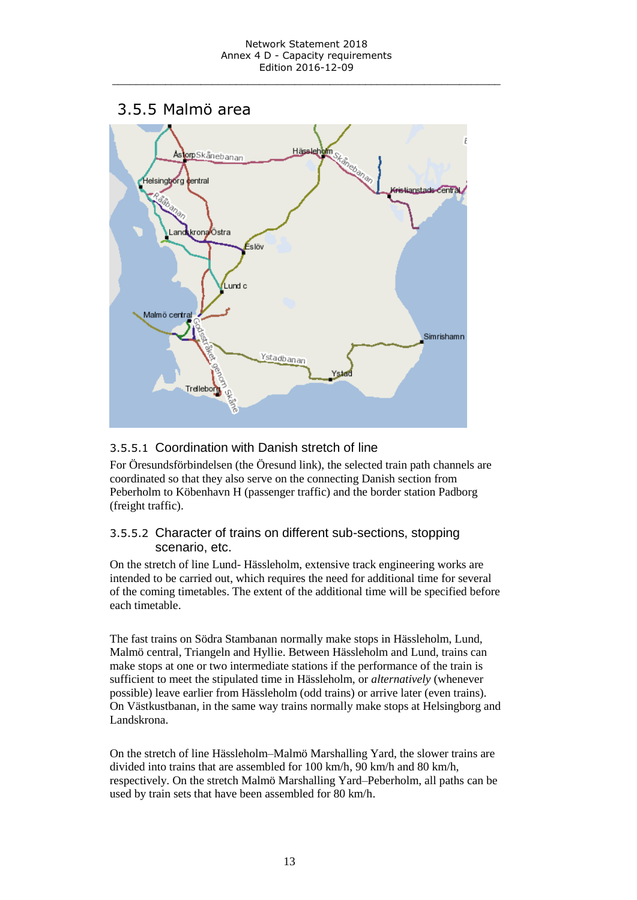## 3.5.5 Malmö area

### 3.5.5.1 Coordination with Danish stretch of line

For Öresundsförbindelsen (the Öresund link), the selected train path channels are coordinated so that they also serve on the connecting Danish section from Peberholm to Köbenhavn H (passenger traffic) and the border station Padborg (freight traffic).

### 3.5.5.2 Character of trains on different sub-sections, stopping scenario, etc.

On the stretch of line Lund- Hässleholm, extensive track engineering works are intended to be carried out, which requires the need for additional time for several of the coming timetables. The extent of the additional time will be specified before each timetable.

The fast trains on Södra Stambanan normally make stops in Hässleholm, Lund, Malmö central, Triangeln and Hyllie. Between Hässleholm and Lund, trains can make stops at one or two intermediate stations if the performance of the train is sufficient to meet the stipulated time in Hässleholm, or *alternatively* (whenever possible) leave earlier from Hässleholm (odd trains) or arrive later (even trains). On Västkustbanan, in the same way trains normally make stops at Helsingborg and Landskrona.

On the stretch of line Hässleholm–Malmö Marshalling Yard, the slower trains are divided into trains that are assembled for 100 km/h, 90 km/h and 80 km/h, respectively. On the stretch Malmö Marshalling Yard–Peberholm, all paths can be used by train sets that have been assembled for 80 km/h.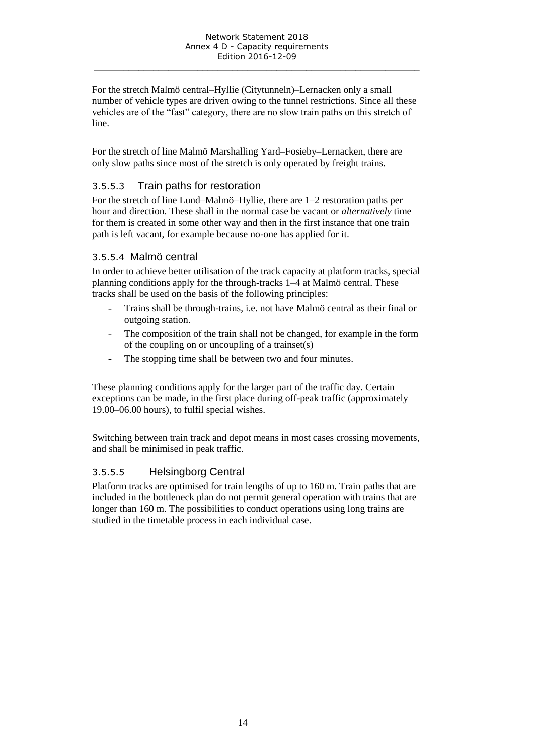For the stretch Malmö central–Hyllie (Citytunneln)–Lernacken only a small number of vehicle types are driven owing to the tunnel restrictions. Since all these vehicles are of the "fast" category, there are no slow train paths on this stretch of line.

For the stretch of line Malmö Marshalling Yard–Fosieby–Lernacken, there are only slow paths since most of the stretch is only operated by freight trains.

### 3.5.5.3 Train paths for restoration

For the stretch of line Lund–Malmö–Hyllie, there are 1–2 restoration paths per hour and direction. These shall in the normal case be vacant or *alternatively* time for them is created in some other way and then in the first instance that one train path is left vacant, for example because no-one has applied for it.

### 3.5.5.4 Malmö central

In order to achieve better utilisation of the track capacity at platform tracks, special planning conditions apply for the through-tracks 1–4 at Malmö central. These tracks shall be used on the basis of the following principles:

- Trains shall be through-trains, i.e. not have Malmö central as their final or outgoing station.
- The composition of the train shall not be changed, for example in the form of the coupling on or uncoupling of a trainset(s)
- The stopping time shall be between two and four minutes.

These planning conditions apply for the larger part of the traffic day. Certain exceptions can be made, in the first place during off-peak traffic (approximately 19.00–06.00 hours), to fulfil special wishes.

Switching between train track and depot means in most cases crossing movements, and shall be minimised in peak traffic.

### 3.5.5.5 Helsingborg Central

Platform tracks are optimised for train lengths of up to 160 m. Train paths that are included in the bottleneck plan do not permit general operation with trains that are longer than 160 m. The possibilities to conduct operations using long trains are studied in the timetable process in each individual case.